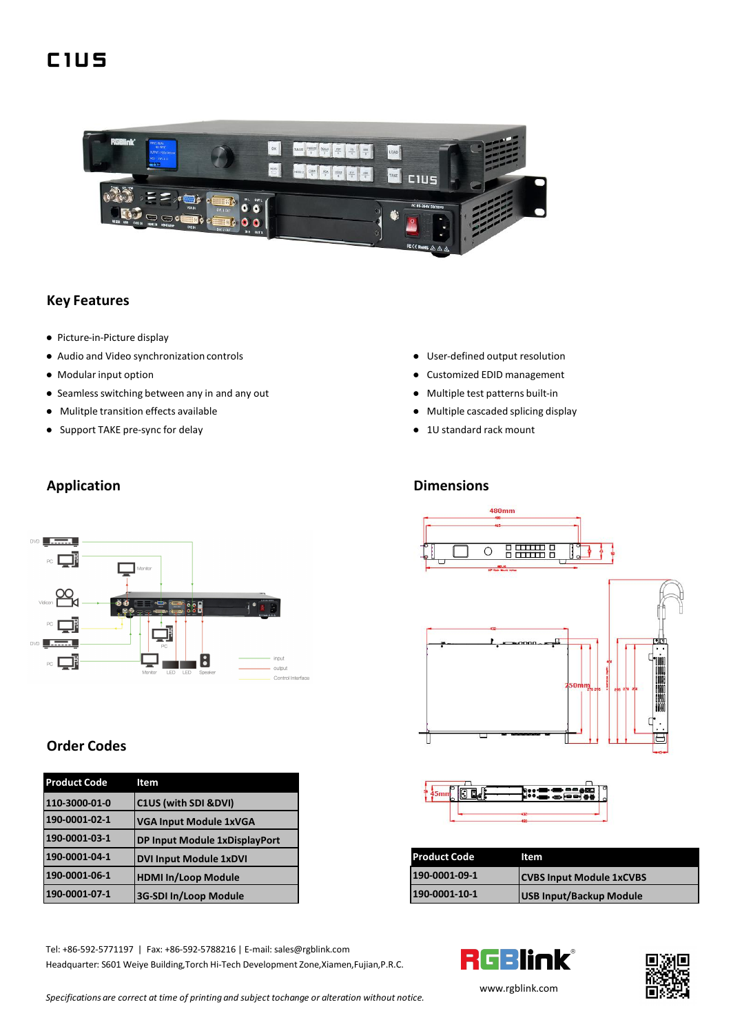# C1US

## Key Features

- Picture-in-Picture display
- Audio and Video synchronization controls
- Modular input option
- Seamless switching between any in and any out
- Mulitple transition effects available
- Support TAKE pre-sync for delay
- User-defined output resolution
- Customized EDID management
- Multiple test patterns built-in
- Multiple cascaded splicing display
- 1U standard rack mount

## Application

## Dimensions

## Order Codes

| Product Code | Item |
|---|---|
| 110-3000-01-0 | C1US (with SDI &DVI) |
| 190-0001-02-1 | VGA Input Module 1xVGA |
| 190-0001-03-1 | DP Input Module 1xDisplayPort |
| 190-0001-04-1 | DVI Input Module 1xDVI |
| 190-0001-06-1 | HDMI In/Loop Module |
| 190-0001-07-1 | 3G-SDI In/Loop Module |

| Product Code | Item |
|---|---|
| 190-0001-09-1 | CVBS Input Module 1xCVBS |
| 190-0001-10-1 | USB Input/Backup Module |

Tel: +86-592-5771197 | Fax: +86-592-5788216 | E-mail: sales@rgblink.com
Headquarter: S601 Weiye Building,Torch Hi-Tech Development Zone,Xiamen,Fujian,P.R.C.

www.rgblink.com

*Specifications are correct at time of printing and subject tochange or alteration without notice.*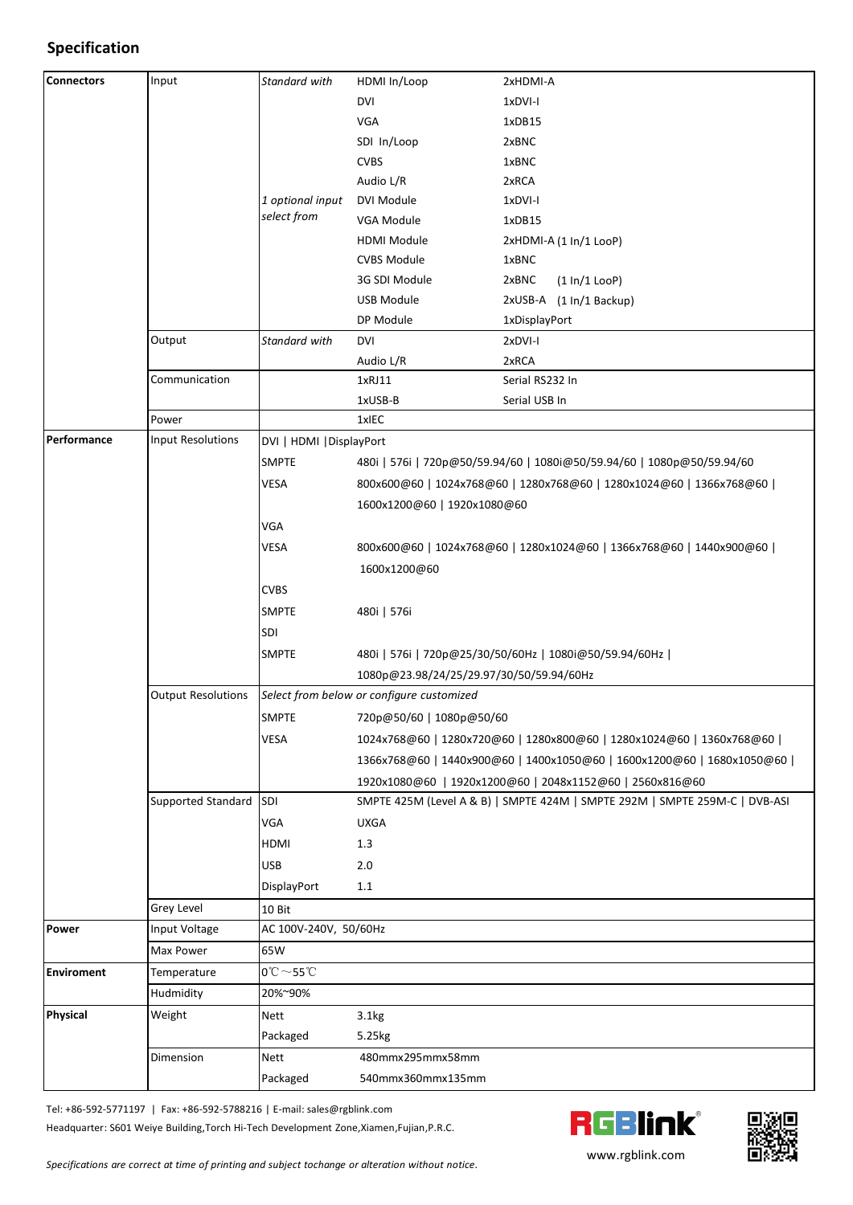## Specification

| | | | | |
|---|---|---|---|---|
| **Connectors** | Input | *Standard with* | HDMI In/Loop | 2xHDMI-A |
| | | | DVI | 1xDVI-I |
| | | | VGA | 1xDB15 |
| | | | SDI In/Loop | 2xBNC |
| | | | CVBS | 1xBNC |
| | | | Audio L/R | 2xRCA |
| | | *1 optional input select from* | DVI Module | 1xDVI-I |
| | | | VGA Module | 1xDB15 |
| | | | HDMI Module | 2xHDMI-A (1 In/1 LooP) |
| | | | CVBS Module | 1xBNC |
| | | | 3G SDI Module | 2xBNC (1 In/1 LooP) |
| | | | USB Module | 2xUSB-A (1 In/1 Backup) |
| | | | DP Module | 1xDisplayPort |
| | Output | *Standard with* | DVI | 2xDVI-I |
| | | | Audio L/R | 2xRCA |
| | Communication | | 1xRJ11 | Serial RS232 In |
| | | | 1xUSB-B | Serial USB In |
| | Power | | 1xIEC | |
| **Performance** | Input Resolutions | DVI \| HDMI \|DisplayPort | | |
| | | SMPTE | 480i \| 576i \| 720p@50/59.94/60 \| 1080i@50/59.94/60 \| 1080p@50/59.94/60 | |
| | | VESA | 800x600@60 \| 1024x768@60 \| 1280x768@60 \| 1280x1024@60 \| 1366x768@60 \| 1600x1200@60 \| 1920x1080@60 | |
| | | VGA | | |
| | | VESA | 800x600@60 \| 1024x768@60 \| 1280x1024@60 \| 1366x768@60 \| 1440x900@60 \| 1600x1200@60 | |
| | | CVBS | | |
| | | SMPTE | 480i \| 576i | |
| | | SDI | | |
| | | SMPTE | 480i \| 576i \| 720p@25/30/50/60Hz \| 1080i@50/59.94/60Hz \| 1080p@23.98/24/25/29.97/30/50/59.94/60Hz | |
| | Output Resolutions | *Select from below or configure customized* | | |
| | | SMPTE | 720p@50/60 \| 1080p@50/60 | |
| | | VESA | 1024x768@60 \| 1280x720@60 \| 1280x800@60 \| 1280x1024@60 \| 1360x768@60 \| 1366x768@60 \| 1440x900@60 \| 1400x1050@60 \| 1600x1200@60 \| 1680x1050@60 \| 1920x1080@60 \| 1920x1200@60 \| 2048x1152@60 \| 2560x816@60 | |
| | Supported Standard | SDI | SMPTE 425M (Level A & B) \| SMPTE 424M \| SMPTE 292M \| SMPTE 259M-C \| DVB-ASI | |
| | | VGA | UXGA | |
| | | HDMI | 1.3 | |
| | | USB | 2.0 | |
| | | DisplayPort | 1.1 | |
| | Grey Level | 10 Bit | | |
| **Power** | Input Voltage | AC 100V-240V, 50/60Hz | | |
| | Max Power | 65W | | |
| **Enviroment** | Temperature | 0℃～55℃ | | |
| | Hudmidity | 20%~90% | | |
| **Physical** | Weight | Nett | 3.1kg | |
| | | Packaged | 5.25kg | |
| | Dimension | Nett | 480mmx295mmx58mm | |
| | | Packaged | 540mmx360mmx135mm | |

Tel: +86-592-5771197 | Fax: +86-592-5788216 | E-mail: sales@rgblink.com

Headquarter: S601 Weiye Building,Torch Hi-Tech Development Zone,Xiamen,Fujian,P.R.C.

www.rgblink.com

*Specifications are correct at time of printing and subject tochange or alteration without notice.*